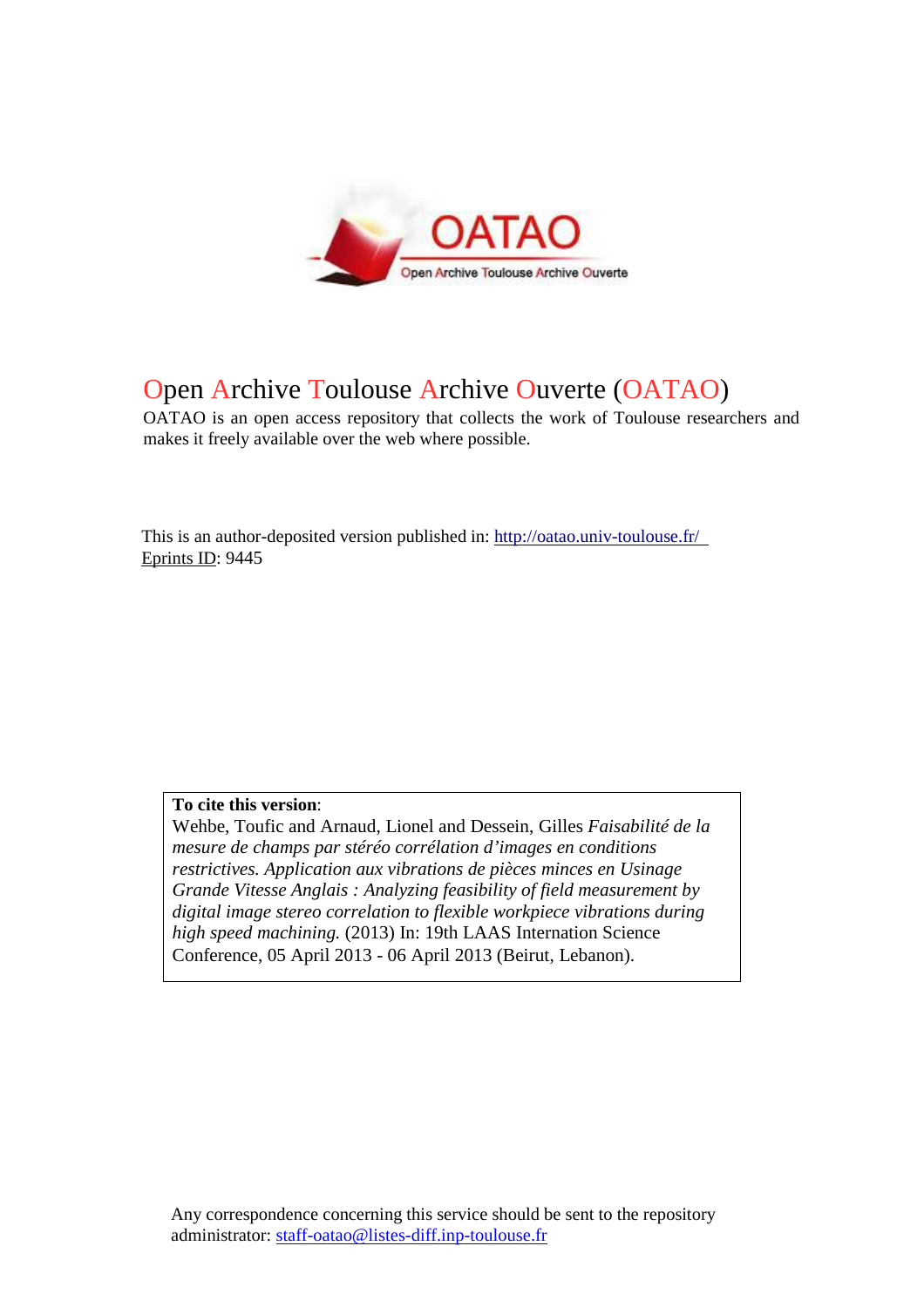# Open Archive Toulouse Archive Ouverte (OATAO)

OATAO is an open access repository that collects the work of Toulouse researchers and makes it freely available over the web where possible.

This is an author-deposited version published in: http://oatao.univ-toulouse.fr/
Eprints ID: 9445

**To cite this version**:
Wehbe, Toufic and Arnaud, Lionel and Dessein, Gilles *Faisabilité de la mesure de champs par stéréo corrélation d'images en conditions restrictives. Application aux vibrations de pièces minces en Usinage Grande Vitesse Anglais : Analyzing feasibility of field measurement by digital image stereo correlation to flexible workpiece vibrations during high speed machining.* (2013) In: 19th LAAS Internation Science Conference, 05 April 2013 - 06 April 2013 (Beirut, Lebanon).

Any correspondence concerning this service should be sent to the repository administrator: staff-oatao@listes-diff.inp-toulouse.fr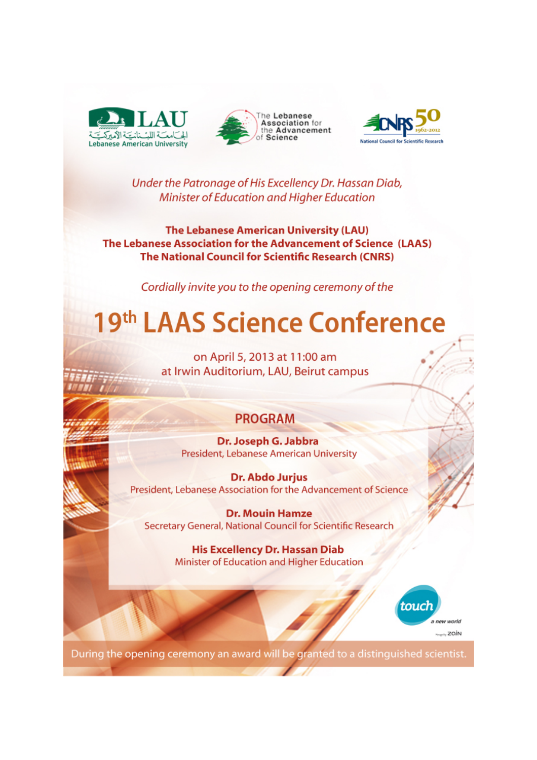LAU
الجامعة اللبنانية الأميركية
Lebanese American University

The Lebanese Association for the Advancement of Science

CNRS 50 1962-2012
National Council for Scientific Research

*Under the Patronage of His Excellency Dr. Hassan Diab,*
*Minister of Education and Higher Education*

**The Lebanese American University (LAU)**
**The Lebanese Association for the Advancement of Science (LAAS)**
**The National Council for Scientific Research (CNRS)**

*Cordially invite you to the opening ceremony of the*

# 19th LAAS Science Conference

on April 5, 2013 at 11:00 am
at Irwin Auditorium, LAU, Beirut campus

## PROGRAM

**Dr. Joseph G. Jabbra**
President, Lebanese American University

**Dr. Abdo Jurjus**
President, Lebanese Association for the Advancement of Science

**Dr. Mouin Hamze**
Secretary General, National Council for Scientific Research

**His Excellency Dr. Hassan Diab**
Minister of Education and Higher Education

touch
a new world
zain

During the opening ceremony an award will be granted to a distinguished scientist.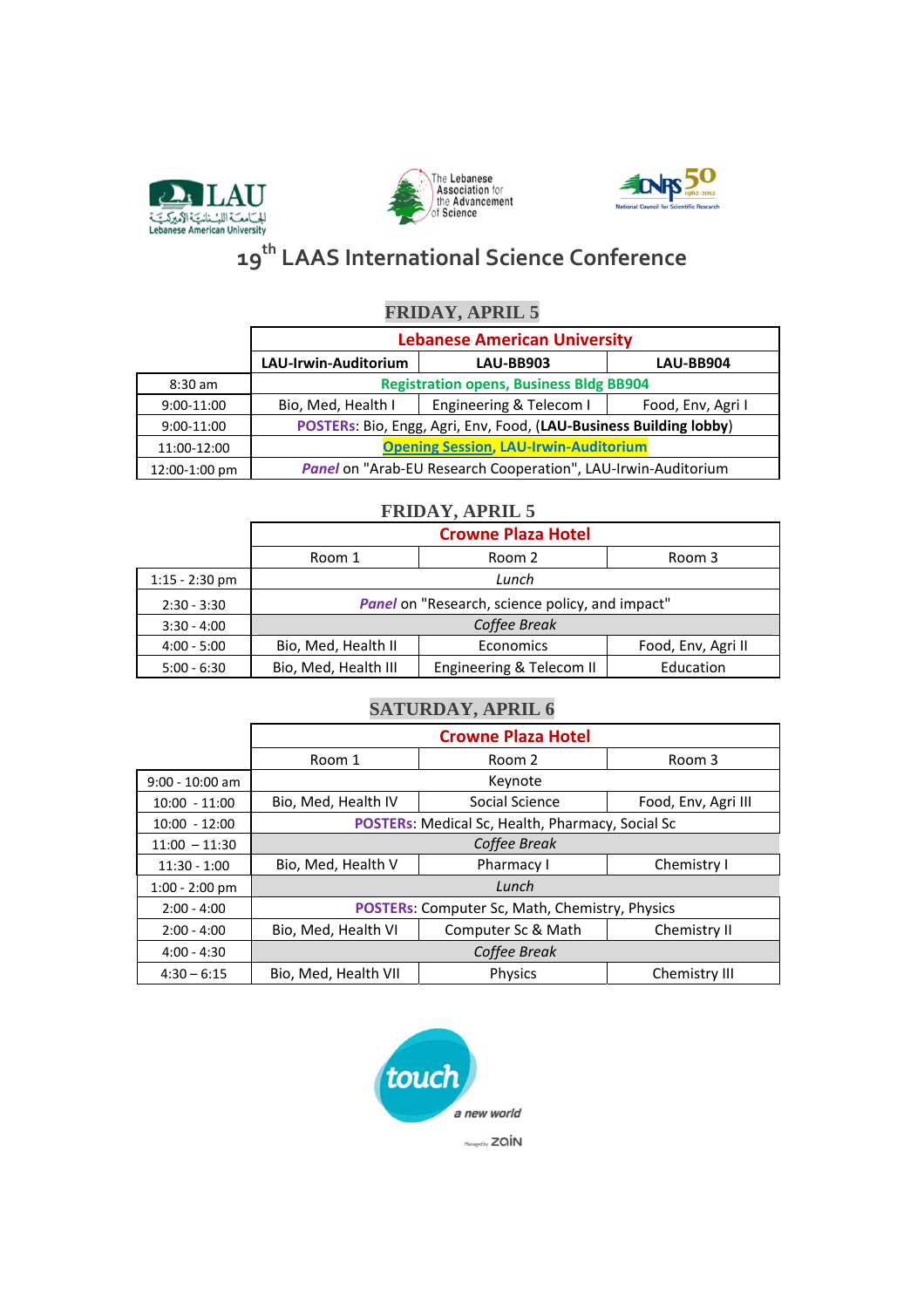# 19th LAAS International Science Conference

## FRIDAY, APRIL 5

| | Lebanese American University | | |
|---|---|---|---|
| | **LAU-Irwin-Auditorium** | **LAU-BB903** | **LAU-BB904** |
| 8:30 am | **Registration opens, Business Bldg BB904** | | |
| 9:00-11:00 | Bio, Med, Health I | Engineering & Telecom I | Food, Env, Agri I |
| 9:00-11:00 | **POSTERs**: Bio, Engg, Agri, Env, Food, (**LAU-Business Building lobby**) | | |
| 11:00-12:00 | **Opening Session, LAU-Irwin-Auditorium** | | |
| 12:00-1:00 pm | ***Panel*** on "Arab-EU Research Cooperation", LAU-Irwin-Auditorium | | |

## FRIDAY, APRIL 5

| | Crowne Plaza Hotel | | |
|---|---|---|---|
| | Room 1 | Room 2 | Room 3 |
| 1:15 - 2:30 pm | *Lunch* | | |
| 2:30 - 3:30 | ***Panel*** on "Research, science policy, and impact" | | |
| 3:30 - 4:00 | *Coffee Break* | | |
| 4:00 - 5:00 | Bio, Med, Health II | Economics | Food, Env, Agri II |
| 5:00 - 6:30 | Bio, Med, Health III | Engineering & Telecom II | Education |

## SATURDAY, APRIL 6

| | Crowne Plaza Hotel | | |
|---|---|---|---|
| | Room 1 | Room 2 | Room 3 |
| 9:00 - 10:00 am | Keynote | | |
| 10:00 - 11:00 | Bio, Med, Health IV | Social Science | Food, Env, Agri III |
| 10:00 - 12:00 | **POSTERs**: Medical Sc, Health, Pharmacy, Social Sc | | |
| 11:00 – 11:30 | *Coffee Break* | | |
| 11:30 - 1:00 | Bio, Med, Health V | Pharmacy I | Chemistry I |
| 1:00 - 2:00 pm | *Lunch* | | |
| 2:00 - 4:00 | **POSTERs**: Computer Sc, Math, Chemistry, Physics | | |
| 2:00 - 4:00 | Bio, Med, Health VI | Computer Sc & Math | Chemistry II |
| 4:00 - 4:30 | *Coffee Break* | | |
| 4:30 – 6:15 | Bio, Med, Health VII | Physics | Chemistry III |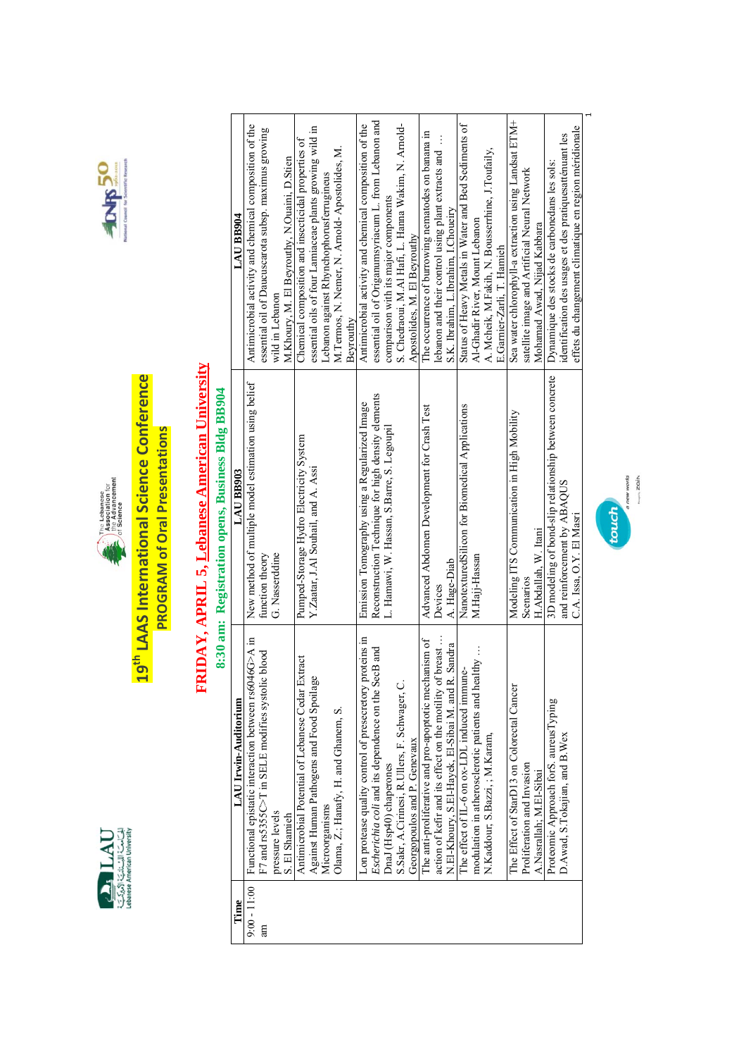# 19th LAAS International Science Conference

## PROGRAM of Oral Presentations

## FRIDAY, APRIL 5, Lebanese American University

### 8:30 am: Registration opens, Business Bldg BB904

| Time | LAU Irwin-Auditorium | LAU BB903 | LAU BB904 |
|---|---|---|---|
| 9:00 - 11:00 am | Functional epistatic interaction between rs6046G>A in F7 and rs5355C>T in SELE modifies systolic blood pressure levels<br>S.El Shamieh | New method of multiple model estimation using belief function theory<br>G. Nasserddine | Antimicrobial activity and chemical composition of the essential oil of Daucuscarota subsp. maximus growing wild in Lebanon<br>M.Khoury, M. El Beyrouthy, N.Ouaini, D.Stien |
| | Antimicrobial Potential of Lebanese Cedar Extract Against Human Pathogens and Food Spoilage Microorganisms<br>Olama, Z.; Hanafy, H. and Ghanem, S. | Pumped-Storage Hydro Electricity System<br>Y.Zaatar, J.Al Souhail, and A. Assi | Chemical composition and insecticidal properties of essential oils of four Lamiaceae plants growing wild in Lebanon against Rhynchophorusferrugineus<br>M.Termos, N. Nemer, N. Arnold-Apostolides, M. Beyrouthy |
| | Lon protease quality control of presecretory proteins in *Escherichia coli* and its dependence on the SecB and DnaJ (Hsp40) chaperones<br>S.Sakr, A.Cirinesi, R.Ullers, F. Schwager, C. Georgopoulos and P. Genevaux | Emission Tomography using a Regularized Image Reconstruction Technique for high density elements<br>L. Hamawi, W. Hassan, S.Barre, S. Legoupil | Antimicrobial activity and chemical composition of the essential oil of Origanumsyriacum L. from Lebanon and comparison with its major components<br>S. Chedraoui, M.Al Hafi, L. Hanna Wakim, N. Arnold-Apostolides, M. El Beyrouthy |
| | The anti-proliferative and pro-apoptotic mechanism of action of kefir and its effect on the motility of breast …<br>N.El-Khoury, S.El-Hayek, El-Sibai M. and R. Sandra | Advanced Abdomen Development for Crash Test Devices<br>A. Hage-Diab | The occurrence of burrowing nematodes on banana in lebanon and their control using plant extracts and …<br>S.K. Ibrahim, L.Ibrahim, I.Choueiry |
| | The effect of IL-6 on ox-LDL induced immune-modulation in atherosclerotic patients and healthy …<br>N.Kaddour, S.Bazzi, ; M.Karam, | NanotexturedSilicon for Biomedical Applications<br>M.Hajj-Hassan | Status of Heavy Metals in Water and Bed Sediments of Al-Ghadir River, Mount Lebanon<br>A. Mcheik, M.Fakih, N. Bousserrhine, J.Toufaily, E.Garnier-Zarli, T. Hamieh |
| | The Effect of StarD13 on Colorectal Cancer Proliferation and Invasion<br>A.Nasrallah; M.El-Sibai | Modeling ITS Communication in High Mobility Scenarios<br>H.Abdallah, W. Itani | Sea water chlorophyll-a extraction using Landsat ETM+ satellite image and Artificial Neural Network<br>Mohamad Awad, Nijad Kabbara |
| | Proteomic Approach forS. aureusTyping<br>D.Awad, S.Tokajian, and B.Wex | 3D modeling of bond-slip relationship between concrete and reinforcement by ABAQUS<br>C.A. Issa, O.Y. El Masri | Dynamique des stocks de carbonedans les sols: identification des usages et des pratiquesatténuant les effets du changement climatique en region méridionale |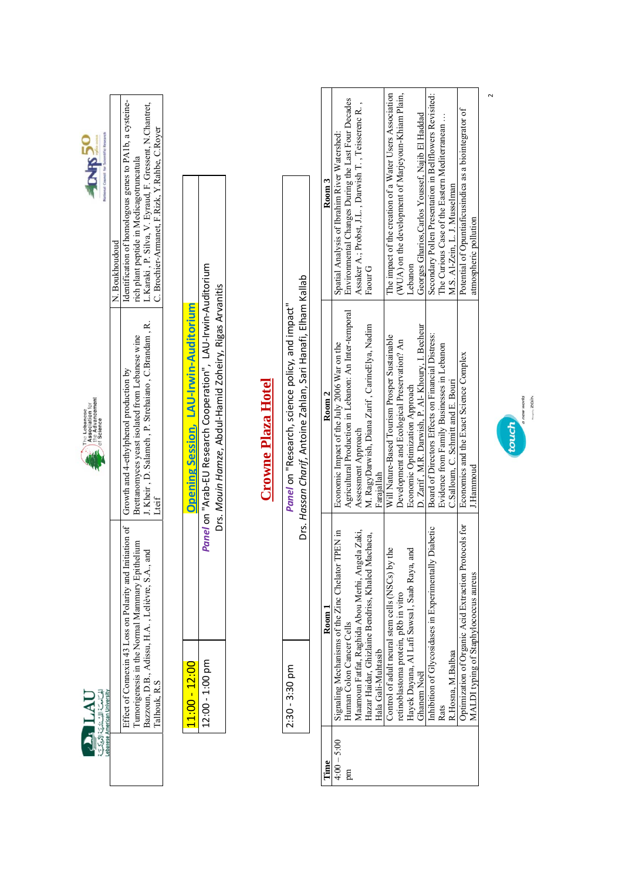| | | | |
|---|---|---|---|
| | | | N. Boukhoudoud |
| | Effect of Connexin 43 Loss on Polarity and Initiation of Tumorigenesis in the Normal Mammary Epithelium<br>Bazzoun, D.B., Adissu, H.A. , Lelièvre, S.A., and Talhouk, R.S | Growth and 4-ethylphenol production by Brettanomyces yeast isolated from Lebanese wine<br>J. Kheir , D. Salameh , P. Strehaiano , C.Brandam , R. Lteif | Identification of homologous genes to PA1b, a cysteine-rich plant peptide in Medicagotruncatula<br>L.Karaki , P. Silva, V. Eyraud, F. Gressent, N.Chantret, C. Brochier-Armanet, F.Rizk, Y.Rahbe, C.Royer |

| | |
|---|---|
| 11:00 - 12:00 | **Opening Session, LAU-Irwin-Auditorium** |
| 12:00 - 1:00 pm | ***Panel*** on "Arab-EU Research Cooperation", LAU-Irwin-Auditorium<br>Drs. *Mouin Hamze*, Abdul-Hamid Zoheiry, Rigas Arvanitis |

# Crowne Plaza Hotel

| | |
|---|---|
| 2:30 - 3:30 pm | ***Panel*** on "Research, science policy, and impact"<br>Drs. *Hassan Charif*, Antoine Zahlan, Sari Hanafi, Elham Kallab |

| Time | Room 1 | Room 2 | Room 3 |
|---|---|---|---|
| 4:00 – 5:00 pm | Signaling Mechanisms of the Zinc Chelator TPEN in Human Colon Cancer Cells<br>Maamoun Fatfat, Raghida Abou Merhi, Angela Zaki, Hazar Haidar, Ghizlaine Bendriss, Khaled Machaca, Hala Gali-Muhtasib | Economic Impact of the July 2006 War on the Agricultural Production in Lebanon: An Inter-temporal Assessment Approach<br>M. RagyDarwish, Diana Zarif, CarineElya, Nadim Farajallah | Spatial Analysis of Ibrahim River Watershed: Environmental Changes During the Last Four Decades<br>Assaker A.; Probst, J.L., Darwish T. , Teisserenc R. , Faour G |
| | Control of adult neural stem cells (NSCs) by the retinoblastoma protein, pRb in vitro<br>Hayek Dayana, Al Lafi Sawsal , Saab Raya, and Ghanem Noël | Will Nature-Based Tourism Prosper Sustainable Development and Ecological Preservation? An Economic Optimization Approach<br>D. Zarif , M.R. Darwish, P. Al- Khoury, I. Becheur | The impact of the creation of a Water Users Association (WUA) on the development of Marjeyoun-Khiam Plain, Lebanon<br>Georges Gharios,Carlos Youssef, Najib El Haddad |
| | Inhibition of Glycosidases in Experimentally Diabetic Rats<br>R.Hosna, M.Balbaa | Board of Directors Effects on Financial Distress: Evidence from Family Businesses in Lebanon<br>C.Salloum, C. Schmitt and E. Bouri | Secondary Pollen Presentation in Bellflowers Revisited: The Curious Case of the Eastern Mediterranean …<br>M.S. Al-Zein, L. J. Musselman |
| | Optimization of Organic Acid Extraction Protocols for MALDI typing of Staphylococcus aureus | Economics and the Exact Science Complex<br>J.Hammoud | Potential of Opuntiaficusindica as a biointegrator of atmospheric pollution |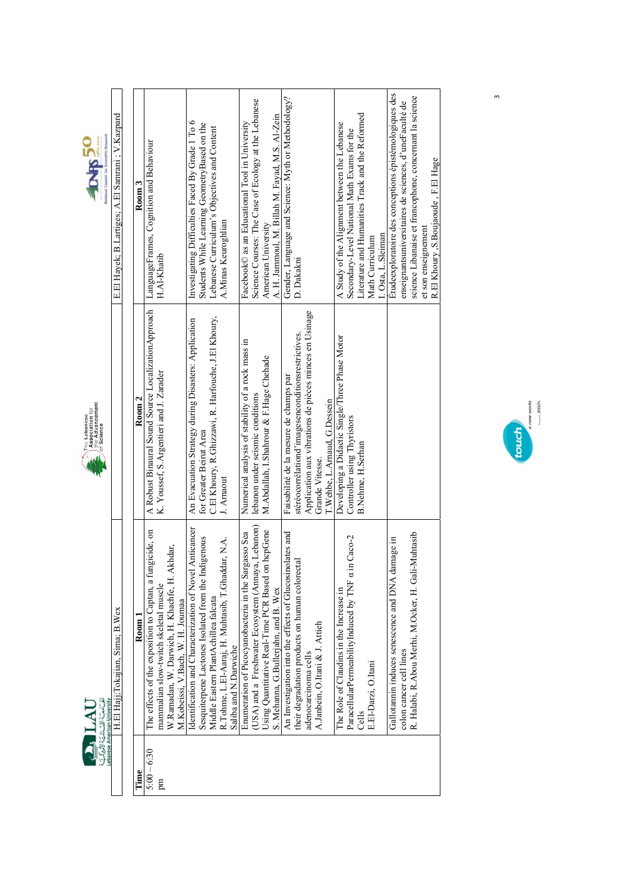| | H.El Hajj;Tokajian, Sima; B.Wex | | E.El Hayek; B.Lartiges; A.El Samrani ; V.Kazpard |
|---|---|---|---|
| **Time** | **Room 1** | **Room 2** | **Room 3** |
| 5:00 – 6:30 pm | The effects of the exposition to Captan, a fungicide, on mammalian slow-twitch skeletal muscle<br>W.Ramadan, W. Darwich, H. Khachfe, H. Akhdar, M.Kobeissi, V.Bach, W. H. Joumaa | A Robust Binaural Sound Source LocalizationApproach<br>K. Youssef, S.Argentieri and J. Zarader | LanguageFrames, Cognition and Behaviour<br>H.Al-Khatib |
| | Identification and Characterization of Novel Anticancer Sesquiterpene Lactones Isolated from the Indigenous Middle Eastern PlantAchillea falcata<br>R.Tohme, L.El-Aaraj, H. Muhtasib, T.Ghaddar, N.A. Saliba and N.Darwiche | An Evacuation Strategy during Disasters: Application for Greater Beirut Area<br>C.El Khoury, R.Ghizzawi, R. Harfouche, J.El Khoury, J. Arnaout | Investigating Difficulties Faced By Grade 1 To 6 Students While Learning GeometryBased on the Lebanese Curriculum's Objectives and Content<br>A.Minas Keuroghlian |
| | Enumeration of Picocyanobacteria in the Sargasso Sea (USA) and a Freshwater Ecosystem (Annaya, Lebanon) Using Quantitative Real-Time PCR Based on hepGene<br>S. Mehanna, G.Bullerjahn, and B. Wex | Numerical analysis of stability of a rock mass in lebanon under seismic conditions<br>M.Abdallah, I.Shahrour & F.Hage Chehade | Facebook© as an Educational Tool in University Science Courses: The Case of Ecology at the Lebanese American University<br>A. H. Jammoul, M. Billah M. Fayad, M.S. Al-Zein |
| | An Investigation into the effects of Glucosinolates and their degradation products on human colorectal adenocarcinoma cells<br>A.Janbein, O.Itani & J. Attieh | Faisabilité de la mesure de champs par stéréocorrélationd'imagesenconditionsrestrictives. Application aux vibrations de pièces minces en Usinage Grande Vitesse.<br>T.Wehbe, L.Arnaud, G.Dessein | Gender, Language and Science: Myth or Methodology?<br>D. Dakakni |
| | The Role of Claudins in the Increase in ParacellularPermeabilityInduced by TNF α in Caco-2 Cells<br>E.El-Darzi, O.Itani | Developing a Didactic Single/Three Phase Motor Controller using Thyristors<br>B.Nehme, H.Serhan | A Study of the Alignment between the Lebanese Secondary-Level National Math Exams for the Literature and Humanities Track and the Reformed Math Curriculum<br>I. Osta, L.Sleiman |
| | Gallotannin induces senescence and DNA damage in colon cancer cell lines<br>R. Halabi, R.Abou Merhi, M.Ocker, H. Gali-Muhtasib | | Étudeexploratoire des conceptions épistémologiques des enseignantsuniversitaires de sciences, d'uneFaculté de science Libanaise et francophone, concernant la science et son enseignement<br>R.El Khoury ,S.Boujaoude , F.El Hage |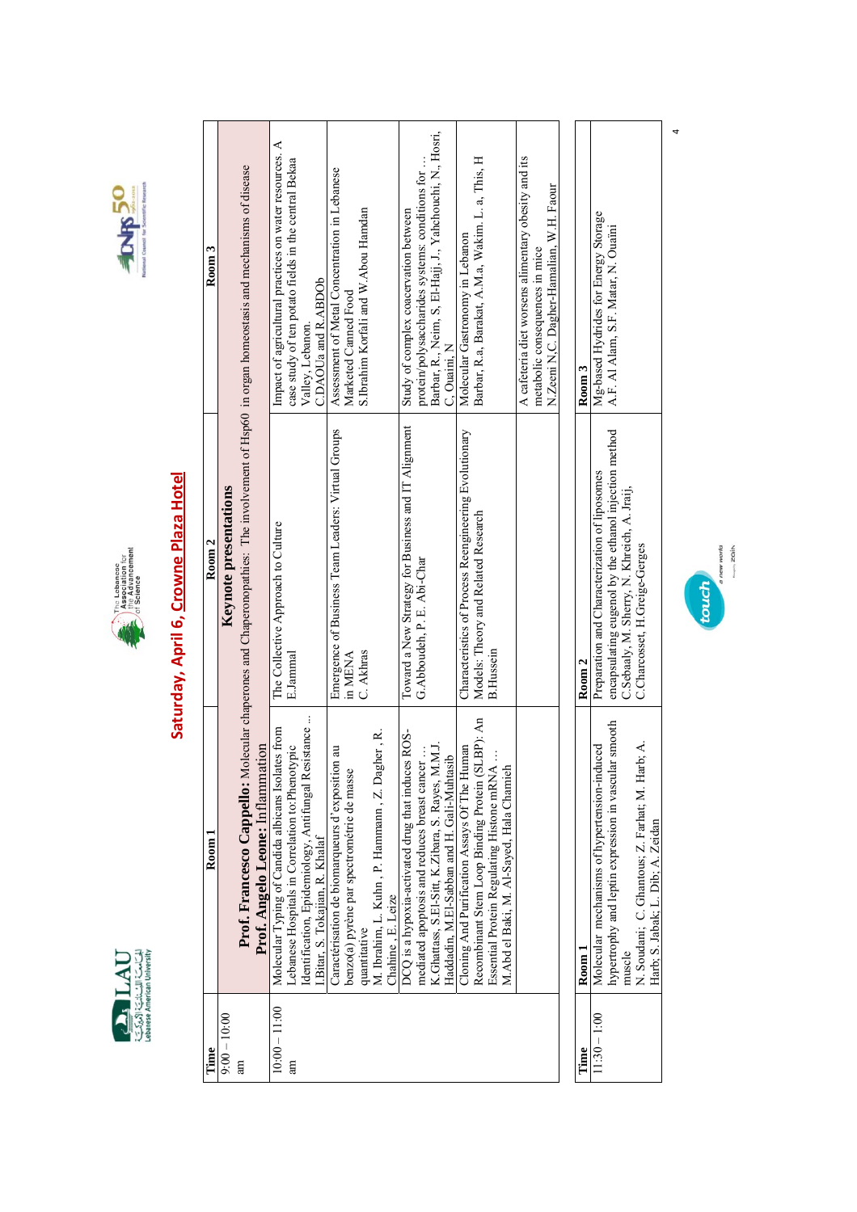## Saturday, April 6, Crowne Plaza Hotel

| Time | Room 1 | Room 2 | Room 3 |
|---|---|---|---|
| 9:00 – 10:00 am | **Keynote presentations** **Prof. Francesco Cappello:** Molecular chaperones and Chaperonopathies: The involvement of Hsp60 in organ homeostasis and mechanisms of disease **Prof. Angelo Leone:** Inflammation | | |
| 10:00 – 11:00 am | Molecular Typing of Candida albicans Isolates from Lebanese Hospitals in Correlation to:Phenotypic Identification, Epidemiology, Antifungal Resistance … I.Bitar, S. Tokajian, R. Khalaf | The Collective Approach to Culture E.Jammal | Impact of agricultural practices on water resources. A case study of ten potato fields in the central Bekaa Valley, Lebanon. C.DAOUa and R.ABDOb |
| | Caractérisation de biomarqueurs d'exposition au benzo(a) pyrène par spectrométrie de masse quantitative M. Ibrahim, L. Kuhn , P. Hammann , Z. Dagher , R. Chahine , E. Leize | Emergence of Business Team Leaders: Virtual Groups in MENA C. Akhras | Assessment of Metal Concentration in Lebanese Marketed Canned Food S.Ibrahim Korfali and W.Abou Hamdan |
| | DCQ is a hypoxia-activated drug that induces ROS-mediated apoptosis and reduces breast cancer … K.Ghattass, S.El-Sitt, K.Zibara, S. Rayes, M.M.J. Haddadin, M.El-Sabban and H. Gali-Muhtasib | Toward a New Strategy for Business and IT Alignment G.Abboudeh, P. E. Abi-Char | Study of complex coacervation between protein/polysaccharides systems: conditions for … Barbar, R., Neim, S, El-Hajj, J., Yahchouchi, N., Hosri, C. Ouaini, N |
| | Cloning And Purification Assays Of The Human Recombinant Stem Loop Binding Protein (SLBP): An Essential Protein Regulating Histone mRNA … M.Abd el Baki, M. Al-Sayed, Hala Chamieh | Characteristics of Process Reengineering Evolutionary Models: Theory and Related Research B.Hussein | Molecular Gastronomy in Lebanon Barbar, R.a, Barakat, A.M.a, Wakim. L. a, This, H |
| | | | A cafeteria diet worsens alimentary obesity and its metabolic consequences in mice N.Zeeni N.C. Dagher-Hamalian, W.H. Faour |

| Time | Room 1 | Room 2 | Room 3 |
|---|---|---|---|
| 11:30 – 1:00 | Molecular mechanisms of hypertension-induced hypertrophy and leptin expression in vascular smooth muscle N. Soudani; C. Ghantous; Z. Farhat; M. Harb; A. Harb; S. Jabak; L. Dib; A. Zeidan | Preparation and Characterization of liposomes encapsulating eugenol by the ethanol injection method C.Sebaaly, M. Sherry, N. Khreich, A. Jraij, C.Charcosset, H.Greige-Gerges | Mg-based Hydrides for Energy Storage A.F. Al Alam, S.F. Matar, N. Ouaini |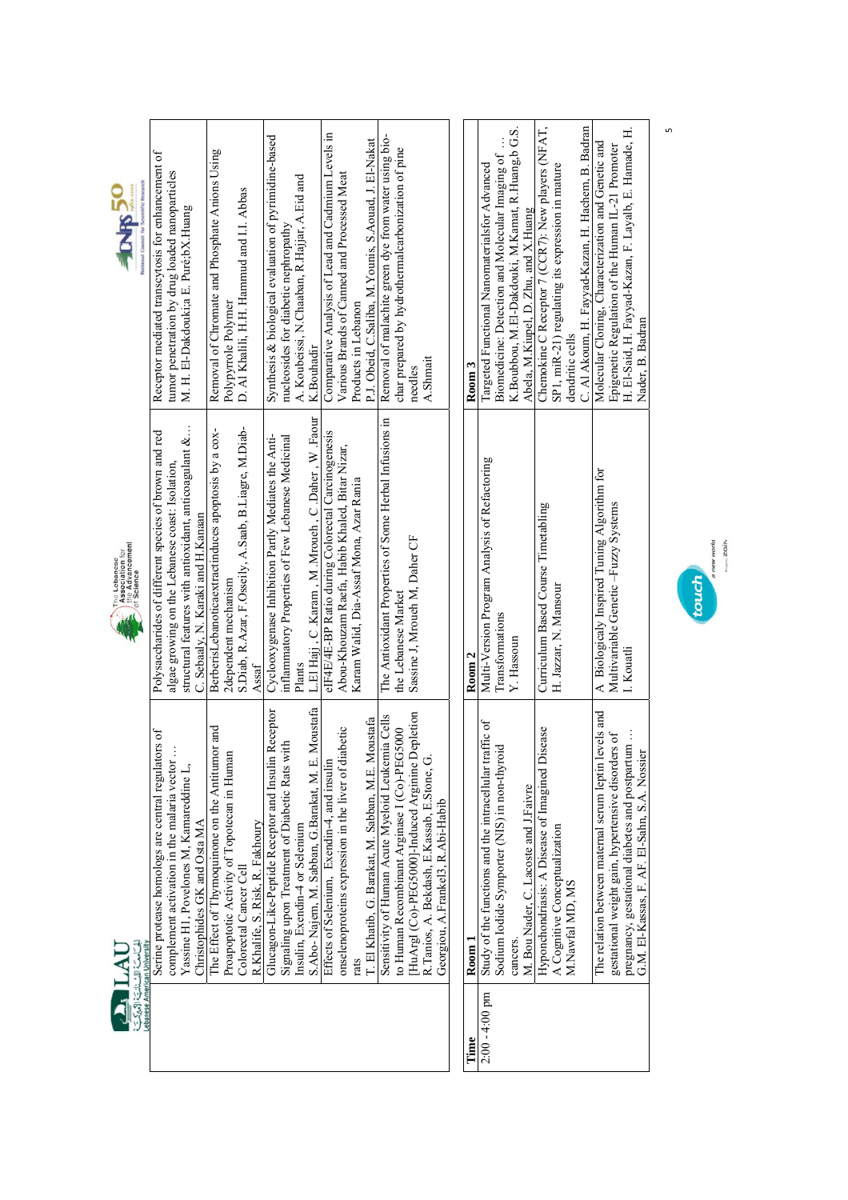| | | | |
|---|---|---|---|
| | Serine protease homologs are central regulators of complement activation in the malaria vector ... Yassine H1, Povelones M, Kamareddine L, Christophides GK and Osta MA | Polysaccharides of different species of brown and red algae growing on the Lebanese coast: Isolation, structural features with antioxidant, anticoagulant &... C. Sebaaly, N. Karaki and H.Kanaan | Receptor mediated transcytosis for enhancement of tumor penetration by drug loaded nanoparticles M. H. El-Dakdouki;a E. Puré;b X.Huang |
| | The Effect of Thymoquinone on the Antitumor and Proapoptotic Activity of Topotecan in Human Colorectal Cancer Cell R.Khalife, S. Risk, R. Fakhoury | BerberisLebanoticaextractinduces apoptosis by a cox-2dependent mechanism S.Diab, R.Azar, F.Osseily, A.Saab, B.Liagre, M.Diab-Assaf | Removal of Chromate and Phosphate Anions Using Polypyrrole Polymer D. Al Khalili, H.H. Hammud and I.I. Abbas |
| | Glucagon-Like-Peptide Receptor and Insulin Receptor Signaling upon Treatment of Diabetic Rats with Insulin, Exendin-4 or Selenium S.Abo-Najem, M. Sabban, G.Barakat, M. E. Moustafa | Cyclooxygenase Inhibition Partly Mediates the Anti-inflammatory Properties of Few Lebanese Medicinal Plants L.El Hajj , C .Karam , M .Mroueh , C .Daher , W .Faour | Synthesis & biological evaluation of pyrimidine-based nucleosides for diabetic nephropathy A. Kouboissi, N.Chaaban, R.Hajjar, A.Eid and K.Bouhadir |
| | Effects of Selenium, Exendin-4, and insulin onselenoproteins expression in the liver of diabetic rats T. El Khatib, G. Barakat, M. Sabban, M.E. Moustafa | eIF4E/4E-BP Ratio during Colorectal Carcinogenesis Abou-Khouzam Raefa, Habib Khaled, Bitar Nizar, Karam Walid, Dia-Assaf Mona, Azar Rania | Comparative Analysis of Lead and Cadmium Levels in Various Brands of Canned and Processed Meat Products in Lebanon P.J. Obeid, C.Saliba, M.Younis, S.Aouad, J. El-Nakat |
| | Sensitivity of Human Acute Myeloid Leukemia Cells to Human Recombinant Arginase I (Co)-PEG5000 [HuArgI (Co)-PEG5000]-Induced Arginine Depletion R.Tanios, A. Bekdash, E.Kassab, E.Stone, G. Georgiou, A.Frankel3, R.Abi-Habib | The Antioxidant Properties of Some Herbal Infusions in the Lebanese Market Sassine J, Mroueh M, Daher CF | Removal of malachite green dye from water using bio-char prepared by hydrothermalcarbonization of pine needles A.Shmait |

| Time | Room 1 | Room 2 | Room 3 |
|---|---|---|---|
| 2:00 - 4:00 pm | Study of the functions and the intracellular traffic of Sodium Iodide Symporter (NIS) in non-thyroid cancers. M. Bou Nader, C. Lacoste and J.Faivre | Multi-Version Program Analysis of Refactoring Transformations Y. Hassoun | Targeted Functional Nanomaterialsfor Advanced Biomedicine: Detection and Molecular Imaging of ... K.Boubbou, M.El-Dakdouki, M.Kamat, R.Huang,b G.S. Abela, M.Kiupel, D. Zhu, and X.Huang |
| | Hyponchondriasis: A Disease of Imagined Disease A Cognitive Conceptualization M.Nawfal MD, MS | Curriculum Based Course Timetabling H. Jazzar, N. Mansour | Chemokine C Receptor 7 (CCR7): New players (NFAT, SP1, miR-21) regulating its expression in mature dendritic cells C. Al Akoum, H. Fayyad-Kazan, H. Hachem, B. Badran |
| | The relation between maternal serum leptin levels and gestational weight gain, hypertensive disorders of pregnancy, gestational diabetes and postpartum ... G.M. El-Kassas, F. AF. El-Sahn, S.A. Nossier | A Biologicaly Inspired Tuning Algorithm for Multivariable Genetic –Fuzzy Systems I. Kouatli | Molecular Cloning, Characterization and Genetic and Epigenetic Regulation of the Human IL-21 Promoter H. El-Said, H. Fayyad-Kazan, F. Layalb, E. Hamade, H. Nader, B. Badran |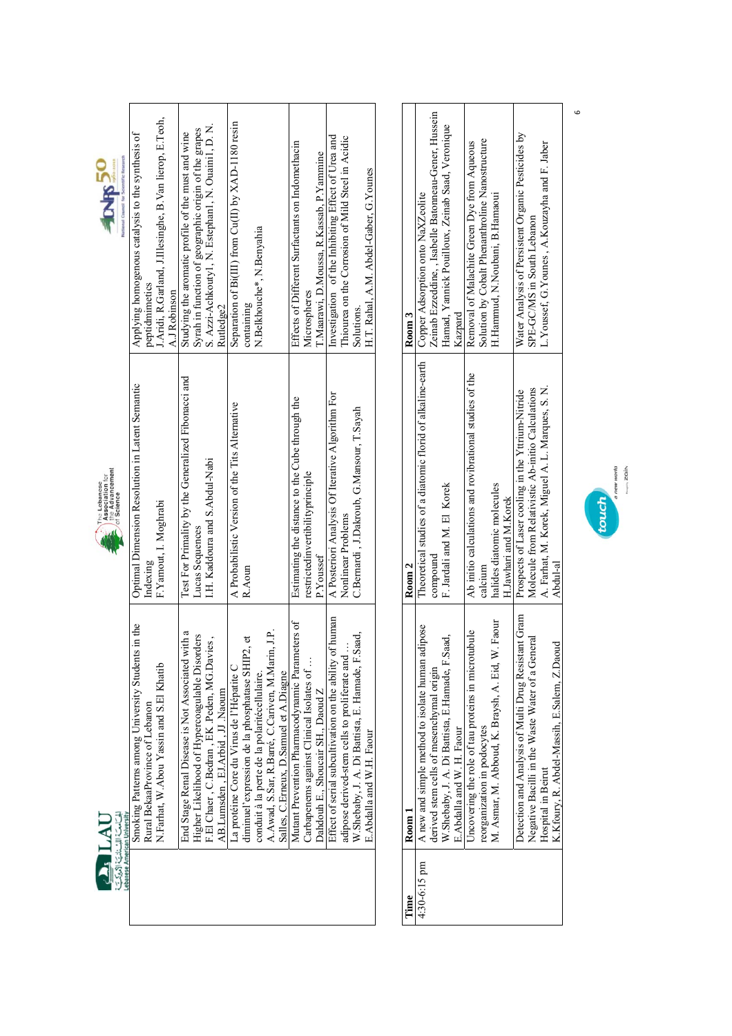| | | | |
|---|---|---|---|
| | Smoking Patterns among University Students in the Rural BekaaProvince of Lebanon<br>N.Farhat, W.Abou Yassin and S.El Khatib | Optimal Dimension Resolution in Latent Semantic Indexing<br>F.Yamout, I. Moghrabi | Applying homogenous catalysis to the synthesis of peptidimetics<br>J.Aridi, R.Garland, J.Illesinghe, B.Van Iierop, E.Teoh, A.J.Robinson |
| | End Stage Renal Disease is Not Associated with a Higher Likelihood of Hypercoagulable Disorders<br>F.El Chaer , C.Bedran , EK.Peden, MG.Davies , AB.Lumsden , EJ.Arbid , JJ .Naoum | Test For Primality by the Generalized Fibonacci and Lucas Sequences<br>I.H. Kaddoura and S.Abdul-Nabi | Studying the aromatic profile of the must and wine Syrah in function of geographic origin of the grapes<br>S. Azzi-Achkouty1, N. Estephan1, N. Ouaini1, D. N. Rutledge2 |
| | La protéine Core du Virus de l'Hépatite C diminuel'expression de la phosphatase SHIP2, et conduit à la perte de la polaritécellulaire.<br>A.Awad, S.Sar, R.Barré, C.Cariven, M.Marin, J.P. Salles, C.Erneux, D.Samuel et A.Diagne | A Probabilistic Version of the Tits Alternative<br>R.Aoun | Separation of Bi(III) from Cu(II) by XAD-1180 resin containing<br>N.Belkhouche\*, N.Benyahia |
| | Mutant Prevention Pharmacodynamic Parameters of Carbapenems against Clinical Isolates of …<br>Dahdouh E., Shoucair SH., Daoud Z | Estimating the distance to the Cube through the restrictedinvertibilityprinciple<br>P.Youssef | Effects of Different Surfactants on Indomethacin Microspheres<br>T.Maarawi, D.Moussa, R.Kassab, P.Yammine |
| | Effect of serial subcultivation on the ability of human adipose derived-stem cells to proliferate and …<br>W.Shebaby, J. A. Di Battista, E. Hamade, F.Saad, E.Abdalla and W.H. Faour | A Posteriori Analysis Of Iterative Algorithm For Nonlinear Problems<br>C.Bernardi , J.Dakroub, G.Mansour, T.Sayah | Investigation of the Inhibiting Effect of Urea and Thiourea on the Corrosion of Mild Steel in Acidic Solutions.<br>H.T. Rahal, A.M. Abdel-Gaber, G.Younes |

| Time | Room 1 | Room 2 | Room 3 |
|---|---|---|---|
| 4:30-6:15 pm | A new and simple method to isolate human adipose derived stem cells of mesenchymal origin<br>W.Shebaby, J. A. Di Battista, E.Hamade, F.Saad, E.Abdalla and W. H. Faour | Theoretical studies of a diatomic florid of alkaline-earth compound<br>F. Jardali and M. El Korek | Copper Adsorption onto NaXZeolite<br>Zeinab Ezzeddine, , Isabelle Batonneau-Gener, Hussein Hamad, Yannick Pouilloux, Zeinab Saad, Veronique Kazpard |
| | Uncovering the role of tau proteins in microtubule reorganization in podocytes<br>M. Asmar, M. Abboud, K. Braysh, A. Eid, W. Faour | Ab initio calculations and rovibrational studies of the calcium halides diatomic molecules<br>H.Jawhari and M.Korek | Removal of Malachite Green Dye from Aqueous Solution by Cobalt Phenanthroline Nanostructure<br>H.Hammud, N.Noubani, B.Hamaoui |
| | Detection and Analysis of Multi Drug Resistant Gram Negative Bacilli in the Waste Water of a General Hospital in Beirut<br>K.Kfoury, R. Abdel-Massih, E.Salem, Z.Daoud | Prospects of Laser cooling in the Yttrium-Nitride Molecule from Relativistic Ab-initio Calculations<br>A. Farhat, M. Korek, Miguel A. L. Marques, S. N. Abdul-al | Water Analysis of Persistent Organic Pesticides by SPE-GC/MS in South Lebanon<br>L.Youssef, G.Younes , A.Kouzayha and F. Jaber |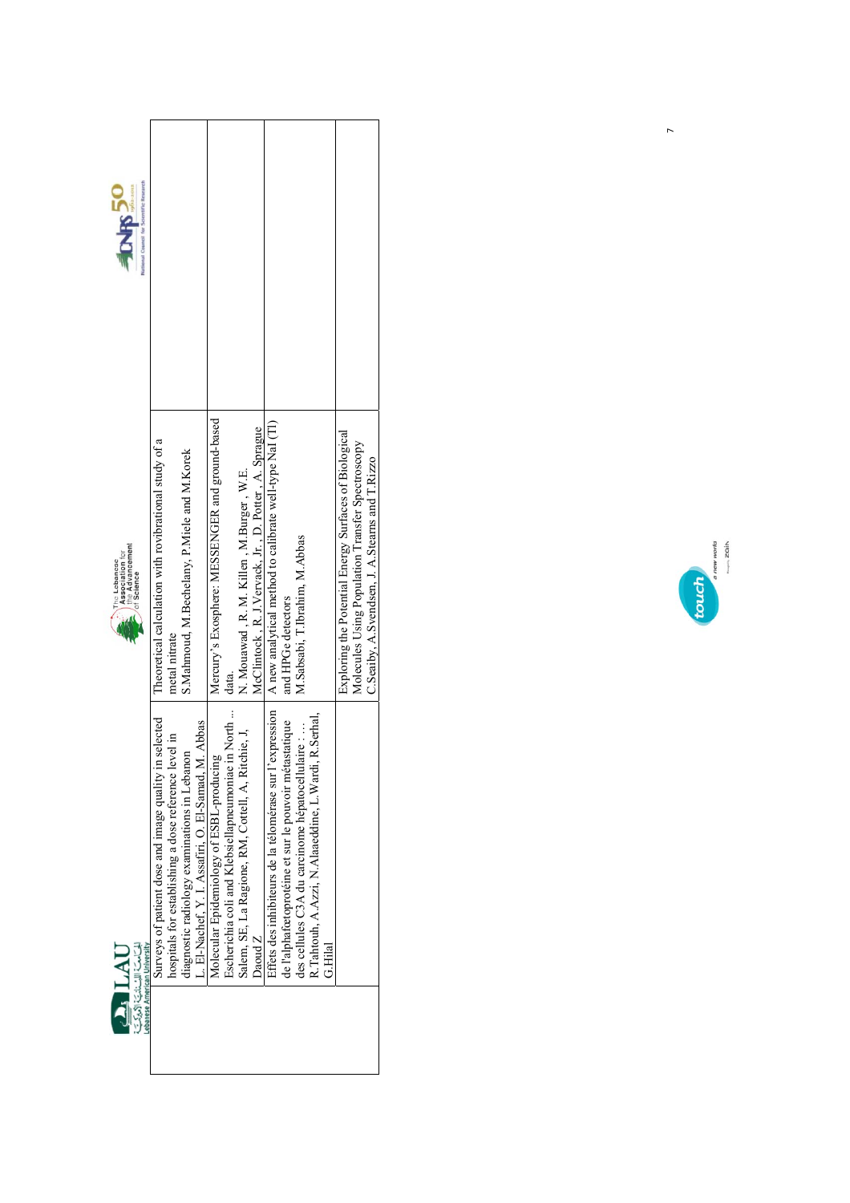| | | |
|---|---|---|
| | Surveys of patient dose and image quality in selected hospitals for establishing a dose reference level in diagnostic radiology examinations in Lebanon<br>L. El-Nachef, Y. I. Assafiri, O. El-Samad, M. Abbas | Theoretical calculation with rovibrational study of a metal nitrate<br>S.Mahmoud, M.Bechelany, P.Miele and M.Korek |
| | Molecular Epidemiology of ESBL-producing Escherichia coli and Klebsiellapneumoniae in North ...<br>Salem, SE, La Ragione, RM, Cottell, A, Ritchie, J, Daoud Z | Mercury's Exosphere: MESSENGER and ground-based data.<br>N. Mouawad , R. M. Killen , M.Burger , W.E. McClintock , R. J.Vervack, Jr. , D. Potter , A. Sprague |
| | Effets des inhibiteurs de la télomérase sur l'expression de l'alphafœtoprotéine et sur le pouvoir métastatique des cellules C3A du carcinome hépatocellulaire : ...<br>R.Tahtouh, A.Azzi, N.Alaaeddine, L.Wardi, R.Serhal, G.Hilal | A new analytical method to calibrate well-type NaI (Tl) and HPGe detectors<br>M.Sabsabi, T.Ibrahim, M.Abbas |
| | | Exploring the Potential Energy Surfaces of Biological Molecules Using Population Transfer Spectroscopy<br>C.Seaiby, A.Svendsen, J. A.Stearns and T.Rizzo |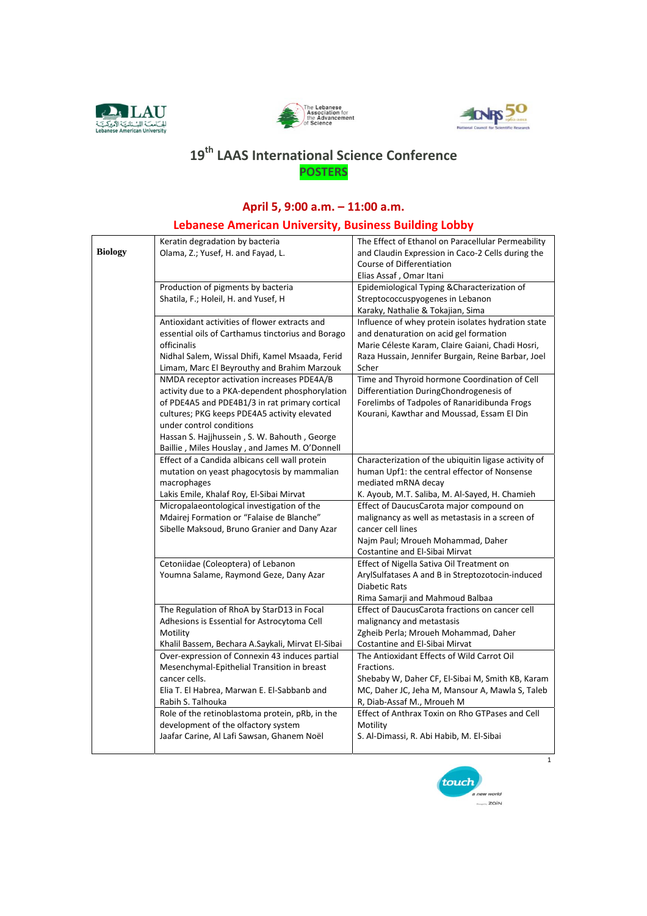# 19th LAAS International Science Conference

## POSTERS

### April 5, 9:00 a.m. – 11:00 a.m.

### Lebanese American University, Business Building Lobby

| | | |
|---|---|---|
| **Biology** | Keratin degradation by bacteria<br>Olama, Z.; Yusef, H. and Fayad, L. | The Effect of Ethanol on Paracellular Permeability and Claudin Expression in Caco-2 Cells during the Course of Differentiation<br>Elias Assaf , Omar Itani |
| | Production of pigments by bacteria<br>Shatila, F.; Holeil, H. and Yusef, H | Epidemiological Typing &Characterization of Streptococcuspyogenes in Lebanon<br>Karaky, Nathalie & Tokajian, Sima |
| | Antioxidant activities of flower extracts and essential oils of Carthamus tinctorius and Borago officinalis<br>Nidhal Salem, Wissal Dhifi, Kamel Msaada, Ferid Limam, Marc El Beyrouthy and Brahim Marzouk | Influence of whey protein isolates hydration state and denaturation on acid gel formation<br>Marie Céleste Karam, Claire Gaiani, Chadi Hosri, Raza Hussain, Jennifer Burgain, Reine Barbar, Joel Scher |
| | NMDA receptor activation increases PDE4A/B activity due to a PKA-dependent phosphorylation of PDE4A5 and PDE4B1/3 in rat primary cortical cultures; PKG keeps PDE4A5 activity elevated under control conditions<br>Hassan S. Hajjhussein , S. W. Bahouth , George Baillie , Miles Houslay , and James M. O'Donnell | Time and Thyroid hormone Coordination of Cell Differentiation DuringChondrogenesis of Forelimbs of Tadpoles of Ranaridibunda Frogs<br>Kourani, Kawthar and Moussad, Essam El Din |
| | Effect of a Candida albicans cell wall protein mutation on yeast phagocytosis by mammalian macrophages<br>Lakis Emile, Khalaf Roy, El-Sibai Mirvat | Characterization of the ubiquitin ligase activity of human Upf1: the central effector of Nonsense mediated mRNA decay<br>K. Ayoub, M.T. Saliba, M. Al-Sayed, H. Chamieh |
| | Micropalaeontological investigation of the Mdairej Formation or "Falaise de Blanche"<br>Sibelle Maksoud, Bruno Granier and Dany Azar | Effect of DaucusCarota major compound on malignancy as well as metastasis in a screen of cancer cell lines<br>Najm Paul; Mroueh Mohammad, Daher Costantine and El-Sibai Mirvat |
| | Cetoniidae (Coleoptera) of Lebanon<br>Youmna Salame, Raymond Geze, Dany Azar | Effect of Nigella Sativa Oil Treatment on ArylSulfatases A and B in Streptozotocin-induced Diabetic Rats<br>Rima Samarji and Mahmoud Balbaa |
| | The Regulation of RhoA by StarD13 in Focal Adhesions is Essential for Astrocytoma Cell Motility<br>Khalil Bassem, Bechara A.Saykali, Mirvat El-Sibai | Effect of DaucusCarota fractions on cancer cell malignancy and metastasis<br>Zgheib Perla; Mroueh Mohammad, Daher Costantine and El-Sibai Mirvat |
| | Over-expression of Connexin 43 induces partial Mesenchymal-Epithelial Transition in breast cancer cells.<br>Elia T. El Habrea, Marwan E. El-Sabbanb and Rabih S. Talhouka | The Antioxidant Effects of Wild Carrot Oil Fractions.<br>Shebaby W, Daher CF, El-Sibai M, Smith KB, Karam MC, Daher JC, Jeha M, Mansour A, Mawla S, Taleb R, Diab-Assaf M., Mroueh M |
| | Role of the retinoblastoma protein, pRb, in the development of the olfactory system<br>Jaafar Carine, Al Lafi Sawsan, Ghanem Noël | Effect of Anthrax Toxin on Rho GTPases and Cell Motility<br>S. Al-Dimassi, R. Abi Habib, M. El-Sibai |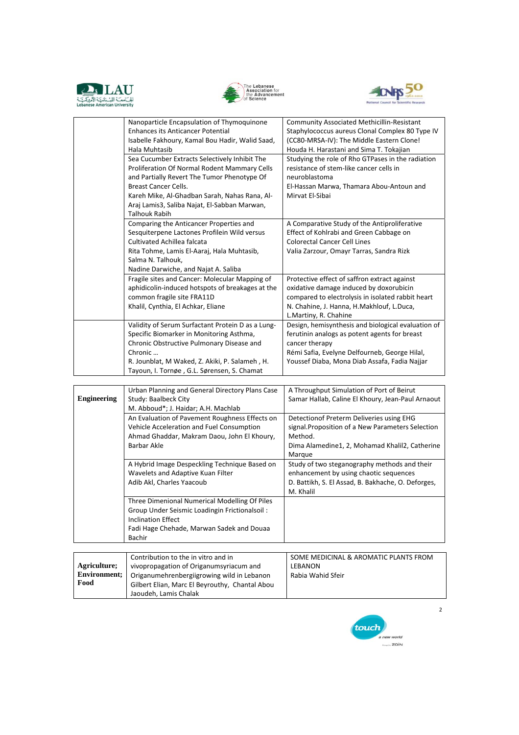| | | |
|---|---|---|
| | Nanoparticle Encapsulation of Thymoquinone Enhances its Anticancer Potential<br>Isabelle Fakhoury, Kamal Bou Hadir, Walid Saad, Hala Muhtasib | Community Associated Methicillin-Resistant Staphylococcus aureus Clonal Complex 80 Type IV (CC80-MRSA-IV): The Middle Eastern Clone!<br>Houda H. Harastani and Sima T. Tokajian |
| | Sea Cucumber Extracts Selectively Inhibit The Proliferation Of Normal Rodent Mammary Cells and Partially Revert The Tumor Phenotype Of Breast Cancer Cells.<br>Kareh Mike, Al-Ghadban Sarah, Nahas Rana, Al-Araj Lamis3, Saliba Najat, El-Sabban Marwan, Talhouk Rabih | Studying the role of Rho GTPases in the radiation resistance of stem-like cancer cells in neuroblastoma<br>El-Hassan Marwa, Thamara Abou-Antoun and Mirvat El-Sibai |
| | Comparing the Anticancer Properties and Sesquiterpene Lactones Profilein Wild versus Cultivated Achillea falcata<br>Rita Tohme, Lamis El-Aaraj, Hala Muhtasib, Salma N. Talhouk,<br>Nadine Darwiche, and Najat A. Saliba | A Comparative Study of the Antiproliferative Effect of Kohlrabi and Green Cabbage on Colorectal Cancer Cell Lines<br>Valia Zarzour, Omayr Tarras, Sandra Rizk |
| | Fragile sites and Cancer: Molecular Mapping of aphidicolin-induced hotspots of breakages at the common fragile site FRA11D<br>Khalil, Cynthia, El Achkar, Eliane | Protective effect of saffron extract against oxidative damage induced by doxorubicin compared to electrolysis in isolated rabbit heart<br>N. Chahine, J. Hanna, H.Makhlouf, L.Duca, L.Martiny, R. Chahine |
| | Validity of Serum Surfactant Protein D as a Lung-Specific Biomarker in Monitoring Asthma, Chronic Obstructive Pulmonary Disease and Chronic …<br>R. Jounblat, M Waked, Z. Akiki, P. Salameh , H. Tayoun, I. Tornøe , G.L. Sørensen, S. Chamat | Design, hemisynthesis and biological evaluation of ferutinin analogs as potent agents for breast cancer therapy<br>Rémi Safia, Evelyne Delfourneb, George Hilal, Youssef Diaba, Mona Diab Assafa, Fadia Najjar |

| | | |
|---|---|---|
| **Engineering** | Urban Planning and General Directory Plans Case Study: Baalbeck City<br>M. Abboud*; J. Haidar; A.H. Machlab | A Throughput Simulation of Port of Beirut<br>Samar Hallab, Caline El Khoury, Jean-Paul Arnaout |
| | An Evaluation of Pavement Roughness Effects on Vehicle Acceleration and Fuel Consumption<br>Ahmad Ghaddar, Makram Daou, John El Khoury, Barbar Akle | Detectionof Preterm Deliveries using EHG signal.Proposition of a New Parameters Selection Method.<br>Dima Alamedine1, 2, Mohamad Khalil2, Catherine Marque |
| | A Hybrid Image Despeckling Technique Based on Wavelets and Adaptive Kuan Filter<br>Adib Akl, Charles Yaacoub | Study of two steganography methods and their enhancement by using chaotic sequences<br>D. Battikh, S. El Assad, B. Bakhache, O. Deforges, M. Khalil |
| | Three Dimenional Numerical Modelling Of Piles Group Under Seismic Loadingin Frictionalsoil : Inclination Effect<br>Fadi Hage Chehade, Marwan Sadek and Douaa Bachir | |

| | | |
|---|---|---|
| **Agriculture; Environment; Food** | Contribution to the in vitro and in vivopropagation of Origanumsyriacum and Origanumehrenbergiigrowing wild in Lebanon<br>Gilbert Elian, Marc El Beyrouthy, Chantal Abou Jaoudeh, Lamis Chalak | SOME MEDICINAL & AROMATIC PLANTS FROM LEBANON<br>Rabia Wahid Sfeir |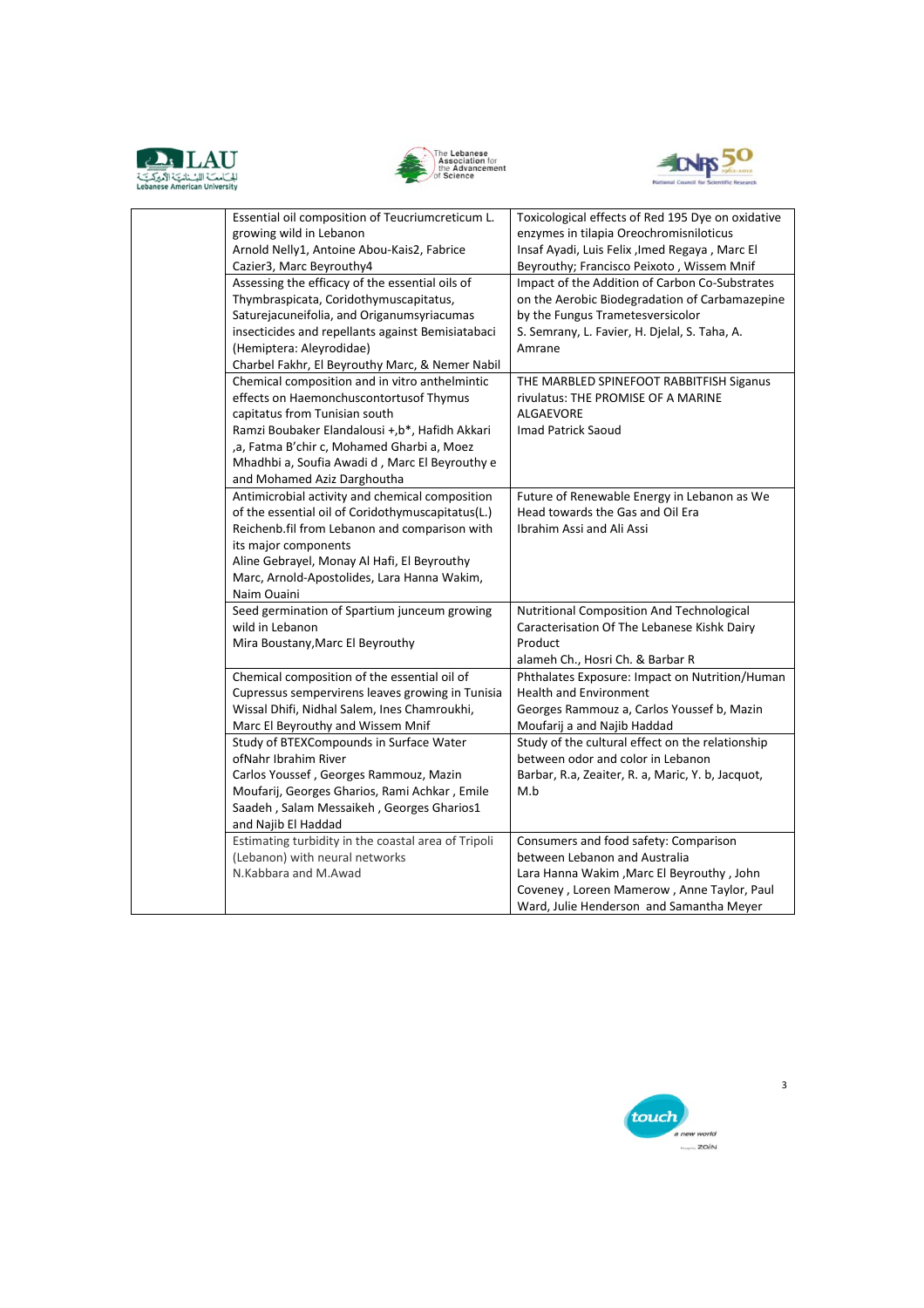| | | |
|---|---|---|
| | Essential oil composition of Teucriumcreticum L. growing wild in Lebanon<br>Arnold Nelly1, Antoine Abou-Kais2, Fabrice Cazier3, Marc Beyrouthy4 | Toxicological effects of Red 195 Dye on oxidative enzymes in tilapia Oreochromisniloticus<br>Insaf Ayadi, Luis Felix ,Imed Regaya , Marc El Beyrouthy; Francisco Peixoto , Wissem Mnif |
| | Assessing the efficacy of the essential oils of Thymbraspicata, Coridothymuscapitatus, Saturejacuneifolia, and Origanumsyriacumas insecticides and repellants against Bemisiatabaci (Hemiptera: Aleyrodidae)<br>Charbel Fakhr, El Beyrouthy Marc, & Nemer Nabil | Impact of the Addition of Carbon Co-Substrates on the Aerobic Biodegradation of Carbamazepine by the Fungus Trametesversicolor<br>S. Semrany, L. Favier, H. Djelal, S. Taha, A. Amrane |
| | Chemical composition and in vitro anthelmintic effects on Haemonchuscontortusof Thymus capitatus from Tunisian south<br>Ramzi Boubaker Elandalousi +,b*, Hafidh Akkari ,a, Fatma B'chir c, Mohamed Gharbi a, Moez Mhadhbi a, Soufia Awadi d , Marc El Beyrouthy e and Mohamed Aziz Darghoutha | THE MARBLED SPINEFOOT RABBITFISH Siganus rivulatus: THE PROMISE OF A MARINE ALGAEVORE<br>Imad Patrick Saoud |
| | Antimicrobial activity and chemical composition of the essential oil of Coridothymuscapitatus(L.) Reichenb.fil from Lebanon and comparison with its major components<br>Aline Gebrayel, Monay Al Hafi, El Beyrouthy Marc, Arnold-Apostolides, Lara Hanna Wakim, Naim Ouaini | Future of Renewable Energy in Lebanon as We Head towards the Gas and Oil Era<br>Ibrahim Assi and Ali Assi |
| | Seed germination of Spartium junceum growing wild in Lebanon<br>Mira Boustany,Marc El Beyrouthy | Nutritional Composition And Technological Caracterisation Of The Lebanese Kishk Dairy Product<br>alameh Ch., Hosri Ch. & Barbar R |
| | Chemical composition of the essential oil of Cupressus sempervirens leaves growing in Tunisia<br>Wissal Dhifi, Nidhal Salem, Ines Chamroukhi, Marc El Beyrouthy and Wissem Mnif | Phthalates Exposure: Impact on Nutrition/Human Health and Environment<br>Georges Rammouz a, Carlos Youssef b, Mazin Moufarij a and Najib Haddad |
| | Study of BTEXCompounds in Surface Water ofNahr Ibrahim River<br>Carlos Youssef , Georges Rammouz, Mazin Moufarij, Georges Gharios, Rami Achkar , Emile Saadeh , Salam Messaikeh , Georges Gharios1 and Najib El Haddad | Study of the cultural effect on the relationship between odor and color in Lebanon<br>Barbar, R.a, Zeaiter, R. a, Maric, Y. b, Jacquot, M.b |
| | Estimating turbidity in the coastal area of Tripoli (Lebanon) with neural networks<br>N.Kabbara and M.Awad | Consumers and food safety: Comparison between Lebanon and Australia<br>Lara Hanna Wakim ,Marc El Beyrouthy , John Coveney , Loreen Mamerow , Anne Taylor, Paul Ward, Julie Henderson and Samantha Meyer |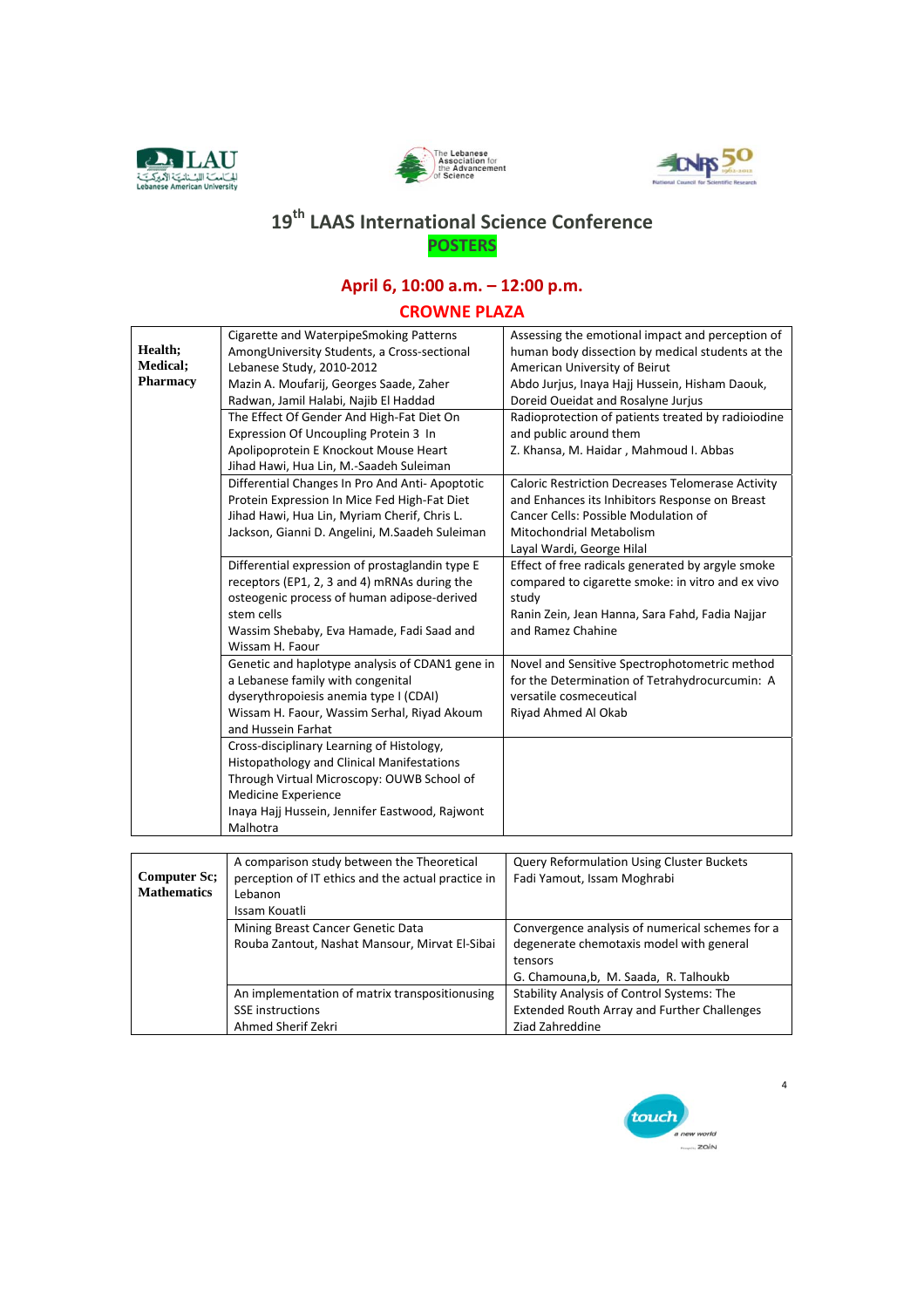# 19th LAAS International Science Conference

## POSTERS

### April 6, 10:00 a.m. – 12:00 p.m.

### CROWNE PLAZA

| | | |
|---|---|---|
| **Health; Medical; Pharmacy** | Cigarette and WaterpipeSmoking Patterns AmongUniversity Students, a Cross-sectional Lebanese Study, 2010-2012<br>Mazin A. Moufarij, Georges Saade, Zaher Radwan, Jamil Halabi, Najib El Haddad | Assessing the emotional impact and perception of human body dissection by medical students at the American University of Beirut<br>Abdo Jurjus, Inaya Hajj Hussein, Hisham Daouk, Doreid Oueidat and Rosalyne Jurjus |
| | The Effect Of Gender And High-Fat Diet On Expression Of Uncoupling Protein 3 In Apolipoprotein E Knockout Mouse Heart<br>Jihad Hawi, Hua Lin, M.-Saadeh Suleiman | Radioprotection of patients treated by radioiodine and public around them<br>Z. Khansa, M. Haidar , Mahmoud I. Abbas |
| | Differential Changes In Pro And Anti- Apoptotic Protein Expression In Mice Fed High-Fat Diet<br>Jihad Hawi, Hua Lin, Myriam Cherif, Chris L. Jackson, Gianni D. Angelini, M.Saadeh Suleiman | Caloric Restriction Decreases Telomerase Activity and Enhances its Inhibitors Response on Breast Cancer Cells: Possible Modulation of Mitochondrial Metabolism<br>Layal Wardi, George Hilal |
| | Differential expression of prostaglandin type E receptors (EP1, 2, 3 and 4) mRNAs during the osteogenic process of human adipose-derived stem cells<br>Wassim Shebaby, Eva Hamade, Fadi Saad and Wissam H. Faour | Effect of free radicals generated by argyle smoke compared to cigarette smoke: in vitro and ex vivo study<br>Ranin Zein, Jean Hanna, Sara Fahd, Fadia Najjar and Ramez Chahine |
| | Genetic and haplotype analysis of CDAN1 gene in a Lebanese family with congenital dyserythropoiesis anemia type I (CDAI)<br>Wissam H. Faour, Wassim Serhal, Riyad Akoum and Hussein Farhat | Novel and Sensitive Spectrophotometric method for the Determination of Tetrahydrocurcumin: A versatile cosmeceutical<br>Riyad Ahmed Al Okab |
| | Cross-disciplinary Learning of Histology, Histopathology and Clinical Manifestations Through Virtual Microscopy: OUWB School of Medicine Experience<br>Inaya Hajj Hussein, Jennifer Eastwood, Rajwont Malhotra | |

| | | |
|---|---|---|
| **Computer Sc; Mathematics** | A comparison study between the Theoretical perception of IT ethics and the actual practice in Lebanon<br>Issam Kouatli | Query Reformulation Using Cluster Buckets<br>Fadi Yamout, Issam Moghrabi |
| | Mining Breast Cancer Genetic Data<br>Rouba Zantout, Nashat Mansour, Mirvat El-Sibai | Convergence analysis of numerical schemes for a degenerate chemotaxis model with general tensors<br>G. Chamouna,b, M. Saada, R. Talhoukb |
| | An implementation of matrix transpositionusing SSE instructions<br>Ahmed Sherif Zekri | Stability Analysis of Control Systems: The Extended Routh Array and Further Challenges<br>Ziad Zahreddine |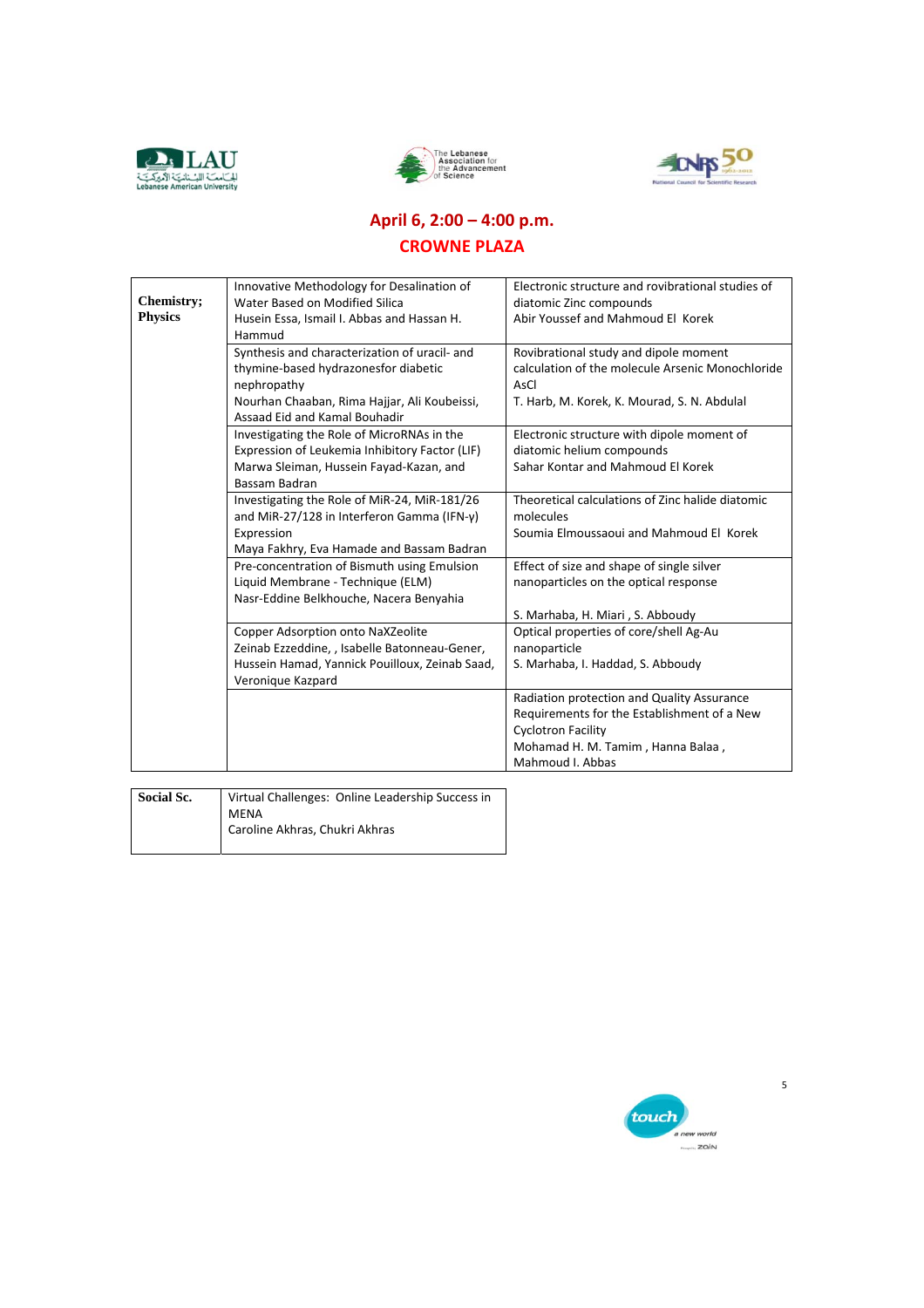**April 6, 2:00 – 4:00 p.m.**
**CROWNE PLAZA**

| | | |
|---|---|---|
| **Chemistry; Physics** | Innovative Methodology for Desalination of Water Based on Modified Silica<br>Husein Essa, Ismail I. Abbas and Hassan H. Hammud | Electronic structure and rovibrational studies of diatomic Zinc compounds<br>Abir Youssef and Mahmoud El Korek |
| | Synthesis and characterization of uracil- and thymine-based hydrazonesfor diabetic nephropathy<br>Nourhan Chaaban, Rima Hajjar, Ali Koubeissi, Assaad Eid and Kamal Bouhadir | Rovibrational study and dipole moment calculation of the molecule Arsenic Monochloride AsCl<br>T. Harb, M. Korek, K. Mourad, S. N. Abdulal |
| | Investigating the Role of MicroRNAs in the Expression of Leukemia Inhibitory Factor (LIF)<br>Marwa Sleiman, Hussein Fayad-Kazan, and Bassam Badran | Electronic structure with dipole moment of diatomic helium compounds<br>Sahar Kontar and Mahmoud El Korek |
| | Investigating the Role of MiR-24, MiR-181/26 and MiR-27/128 in Interferon Gamma (IFN-γ) Expression<br>Maya Fakhry, Eva Hamade and Bassam Badran | Theoretical calculations of Zinc halide diatomic molecules<br>Soumia Elmoussaoui and Mahmoud El Korek |
| | Pre-concentration of Bismuth using Emulsion Liquid Membrane - Technique (ELM)<br>Nasr-Eddine Belkhouche, Nacera Benyahia | Effect of size and shape of single silver nanoparticles on the optical response<br><br>S. Marhaba, H. Miari , S. Abboudy |
| | Copper Adsorption onto NaXZeolite<br>Zeinab Ezzeddine, , Isabelle Batonneau-Gener, Hussein Hamad, Yannick Pouilloux, Zeinab Saad, Veronique Kazpard | Optical properties of core/shell Ag-Au nanoparticle<br>S. Marhaba, I. Haddad, S. Abboudy |
| | | Radiation protection and Quality Assurance Requirements for the Establishment of a New Cyclotron Facility<br>Mohamad H. M. Tamim , Hanna Balaa , Mahmoud I. Abbas |

| | |
|---|---|
| **Social Sc.** | Virtual Challenges: Online Leadership Success in MENA<br>Caroline Akhras, Chukri Akhras |